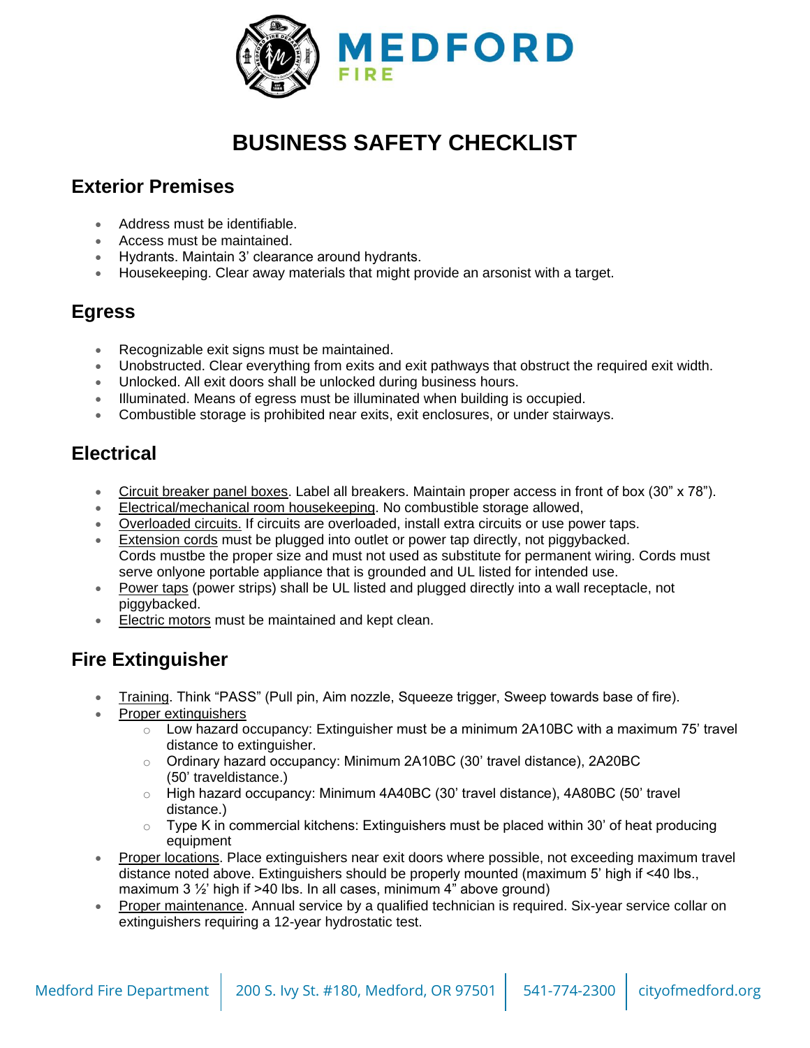# BUSINESS SAFETY CHECKLIST

## Exterior Premises

- Address must be identifiable.
- Access must be maintained.
- Hydrants. Maintain 3' clearance around hydrants.
- Housekeeping. Clear away materials that might provide an arsonist with a target.

## Egress

- Recognizable exit signs must be maintained.
- Unobstructed. Clear everything from exits and exit pathways that obstruct the required exit width.
- Unlocked. All exit doors shall be unlocked during business hours.
- Illuminated. Means of egress must be illuminated when building is occupied.
- Combustible storage is prohibited near exits, exit enclosures, or under stairways.

## Electrical

- Circuit breaker panel boxes. Label all breakers. Maintain proper access in front of box (30" x 78").
- Electrical/mechanical room housekeeping. No combustible storage allowed,
- Overloaded circuits. If circuits are overloaded, install extra circuits or use power taps.
- Extension cords must be plugged into outlet or power tap directly, not piggybacked. Cords mustbe the proper size and must not used as substitute for permanent wiring. Cords must serve onlyone portable appliance that is grounded and UL listed for intended use.
- Power taps (power strips) shall be UL listed and plugged directly into a wall receptacle, not piggybacked.
- Electric motors must be maintained and kept clean.

## Fire Extinguisher

- Training. Think "PASS" (Pull pin, Aim nozzle, Squeeze trigger, Sweep towards base of fire).
- Proper extinguishers
  - Low hazard occupancy: Extinguisher must be a minimum 2A10BC with a maximum 75' travel distance to extinguisher.
  - Ordinary hazard occupancy: Minimum 2A10BC (30' travel distance), 2A20BC (50' traveldistance.)
  - High hazard occupancy: Minimum 4A40BC (30' travel distance), 4A80BC (50' travel distance.)
  - Type K in commercial kitchens: Extinguishers must be placed within 30' of heat producing equipment
- Proper locations. Place extinguishers near exit doors where possible, not exceeding maximum travel distance noted above. Extinguishers should be properly mounted (maximum 5' high if <40 lbs., maximum 3 ½' high if >40 lbs. In all cases, minimum 4" above ground)
- Proper maintenance. Annual service by a qualified technician is required. Six-year service collar on extinguishers requiring a 12-year hydrostatic test.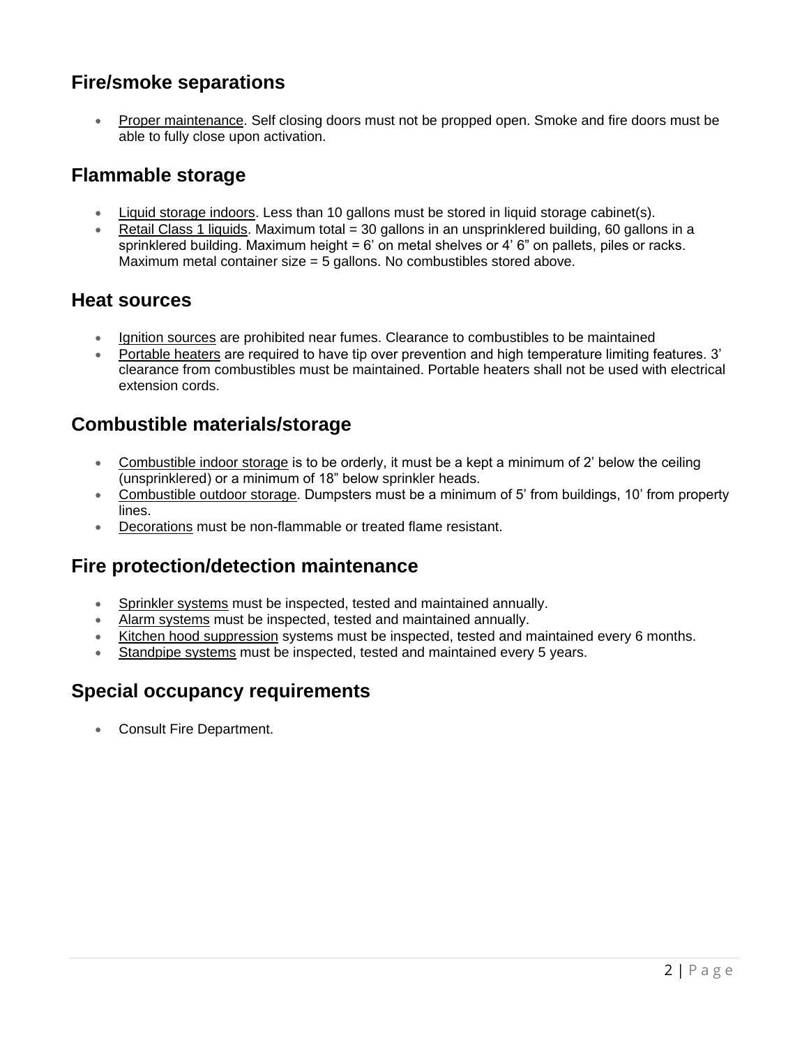## Fire/smoke separations

- Proper maintenance. Self closing doors must not be propped open. Smoke and fire doors must be able to fully close upon activation.

## Flammable storage

- Liquid storage indoors. Less than 10 gallons must be stored in liquid storage cabinet(s).
- Retail Class 1 liquids. Maximum total = 30 gallons in an unsprinklered building, 60 gallons in a sprinklered building. Maximum height = 6' on metal shelves or 4' 6" on pallets, piles or racks. Maximum metal container size = 5 gallons. No combustibles stored above.

## Heat sources

- Ignition sources are prohibited near fumes. Clearance to combustibles to be maintained
- Portable heaters are required to have tip over prevention and high temperature limiting features. 3' clearance from combustibles must be maintained. Portable heaters shall not be used with electrical extension cords.

## Combustible materials/storage

- Combustible indoor storage is to be orderly, it must be a kept a minimum of 2' below the ceiling (unsprinklered) or a minimum of 18" below sprinkler heads.
- Combustible outdoor storage. Dumpsters must be a minimum of 5' from buildings, 10' from property lines.
- Decorations must be non-flammable or treated flame resistant.

## Fire protection/detection maintenance

- Sprinkler systems must be inspected, tested and maintained annually.
- Alarm systems must be inspected, tested and maintained annually.
- Kitchen hood suppression systems must be inspected, tested and maintained every 6 months.
- Standpipe systems must be inspected, tested and maintained every 5 years.

## Special occupancy requirements

- Consult Fire Department.